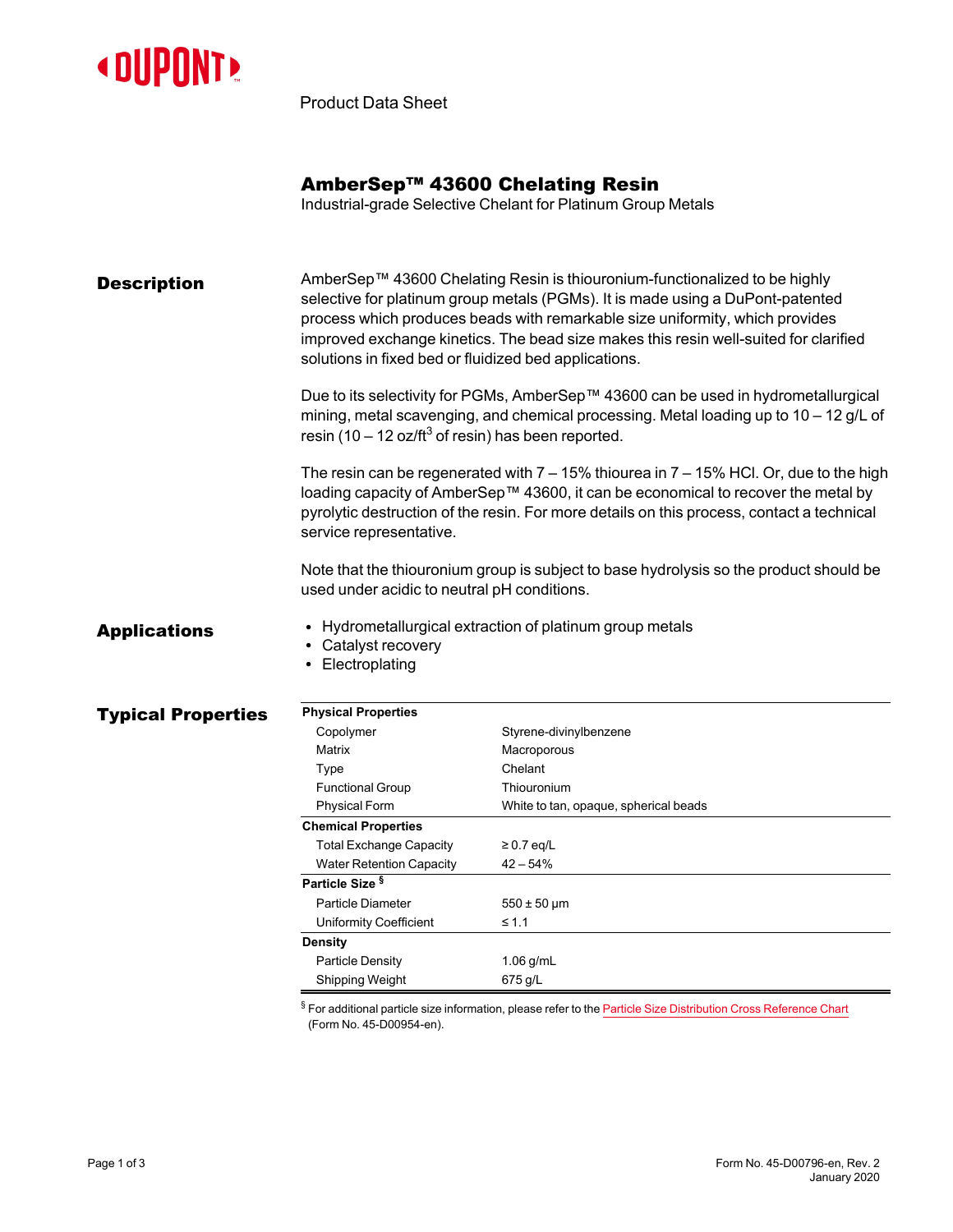Product Data Sheet

# AmberSep™ 43600 Chelating Resin

Industrial-grade Selective Chelant for Platinum Group Metals

## Description

AmberSep™ 43600 Chelating Resin is thiouronium-functionalized to be highly selective for platinum group metals (PGMs). It is made using a DuPont-patented process which produces beads with remarkable size uniformity, which provides improved exchange kinetics. The bead size makes this resin well-suited for clarified solutions in fixed bed or fluidized bed applications.

Due to its selectivity for PGMs, AmberSep™ 43600 can be used in hydrometallurgical mining, metal scavenging, and chemical processing. Metal loading up to 10 – 12 g/L of resin (10 – 12 oz/$ft^3$ of resin) has been reported.

The resin can be regenerated with 7 – 15% thiourea in 7 – 15% HCl. Or, due to the high loading capacity of AmberSep™ 43600, it can be economical to recover the metal by pyrolytic destruction of the resin. For more details on this process, contact a technical service representative.

Note that the thiouronium group is subject to base hydrolysis so the product should be used under acidic to neutral pH conditions.

## Applications

- Hydrometallurgical extraction of platinum group metals
- Catalyst recovery
- Electroplating

## Typical Properties

| Property | Value |
|---|---|
| **Physical Properties** | |
| Copolymer | Styrene-divinylbenzene |
| Matrix | Macroporous |
| Type | Chelant |
| Functional Group | Thiouronium |
| Physical Form | White to tan, opaque, spherical beads |
| **Chemical Properties** | |
| Total Exchange Capacity | ≥ 0.7 eq/L |
| Water Retention Capacity | 42 – 54% |
| **Particle Size** § | |
| Particle Diameter | 550 ± 50 µm |
| Uniformity Coefficient | ≤ 1.1 |
| **Density** | |
| Particle Density | 1.06 g/mL |
| Shipping Weight | 675 g/L |

§ For additional particle size information, please refer to the Particle Size Distribution Cross Reference Chart (Form No. 45-D00954-en).

Form No. 45-D00796-en, Rev. 2
January 2020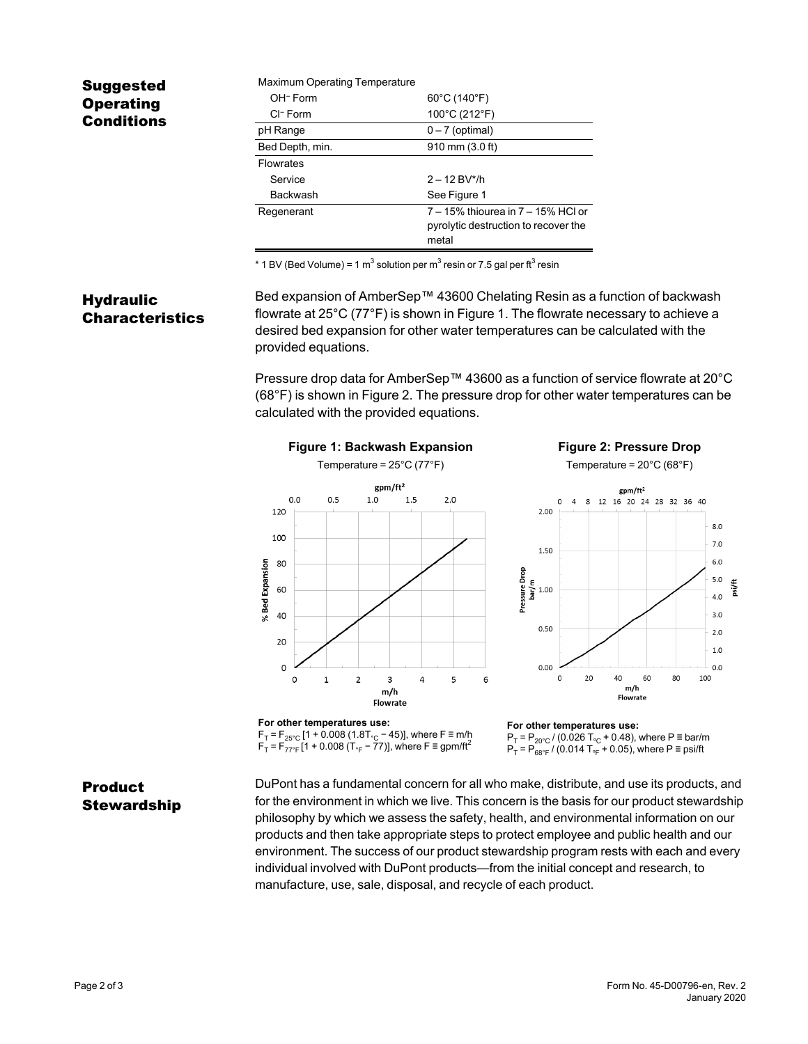## Suggested Operating Conditions

| | |
|---|---|
| Maximum Operating Temperature | |
| $OH^-$ Form | 60°C (140°F) |
| $Cl^-$ Form | 100°C (212°F) |
| pH Range | 0 – 7 (optimal) |
| Bed Depth, min. | 910 mm (3.0 ft) |
| Flowrates | |
| Service | 2 – 12 BV*/h |
| Backwash | See Figure 1 |
| Regenerant | 7 – 15% thiourea in 7 – 15% HCl or pyrolytic destruction to recover the metal |

* 1 BV (Bed Volume) = 1 $m^3$ solution per $m^3$ resin or 7.5 gal per $ft^3$ resin

## Hydraulic Characteristics

Bed expansion of AmberSep™ 43600 Chelating Resin as a function of backwash flowrate at 25°C (77°F) is shown in Figure 1. The flowrate necessary to achieve a desired bed expansion for other water temperatures can be calculated with the provided equations.

Pressure drop data for AmberSep™ 43600 as a function of service flowrate at 20°C (68°F) is shown in Figure 2. The pressure drop for other water temperatures can be calculated with the provided equations.

**Figure 1: Backwash Expansion**

Temperature = 25°C (77°F)

**For other temperatures use:**

$F_T = F_{25°C}\,[1 + 0.008\,(1.8T_{°C} - 45)]$, where F ≡ m/h

$F_T = F_{77°F}\,[1 + 0.008\,(T_{°F} - 77)]$, where F ≡ gpm/$ft^2$

**Figure 2: Pressure Drop**

Temperature = 20°C (68°F)

**For other temperatures use:**

$P_T = P_{20°C} / (0.026\,T_{°C} + 0.48)$, where P ≡ bar/m

$P_T = P_{68°F} / (0.014\,T_{°F} + 0.05)$, where P ≡ psi/ft

## Product Stewardship

DuPont has a fundamental concern for all who make, distribute, and use its products, and for the environment in which we live. This concern is the basis for our product stewardship philosophy by which we assess the safety, health, and environmental information on our products and then take appropriate steps to protect employee and public health and our environment. The success of our product stewardship program rests with each and every individual involved with DuPont products—from the initial concept and research, to manufacture, use, sale, disposal, and recycle of each product.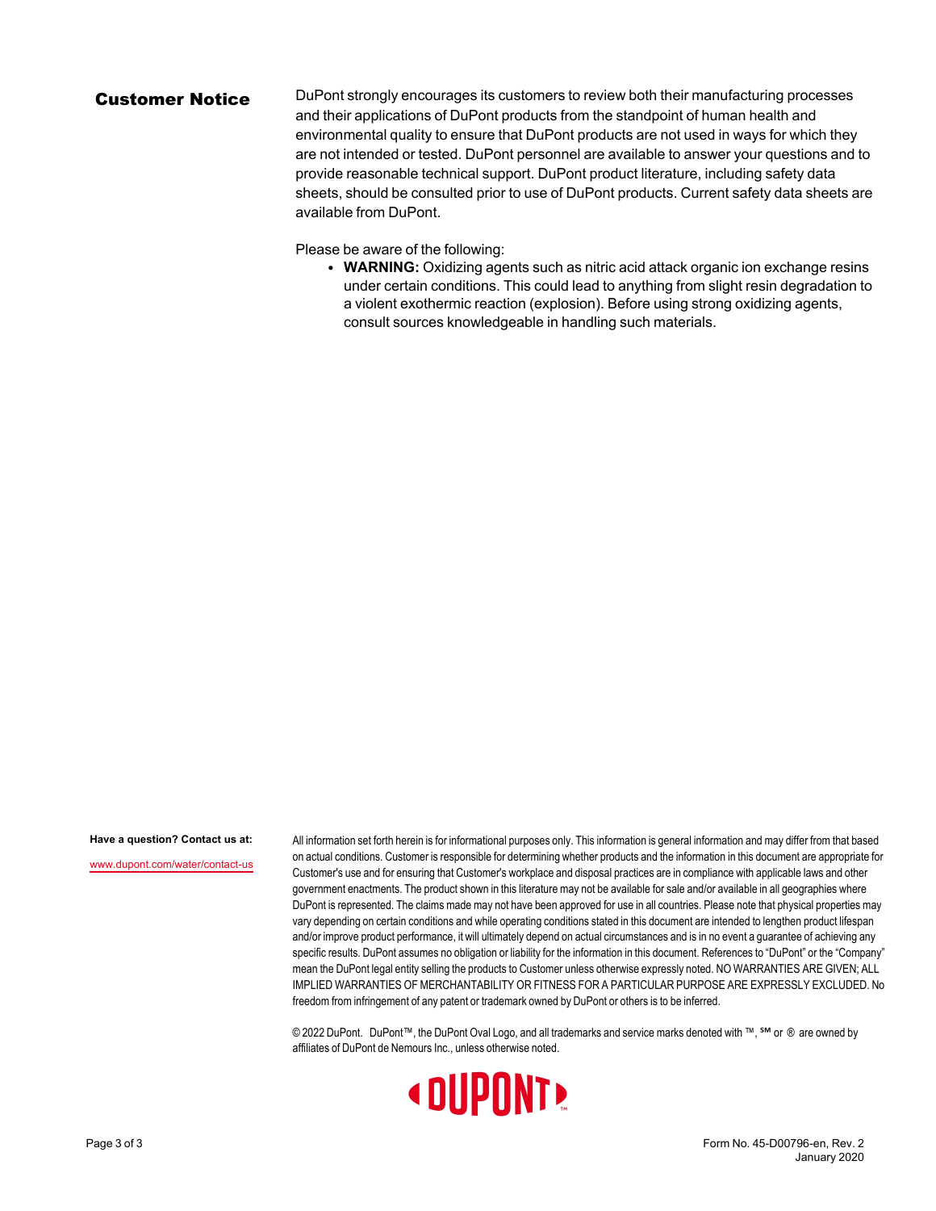## Customer Notice

DuPont strongly encourages its customers to review both their manufacturing processes and their applications of DuPont products from the standpoint of human health and environmental quality to ensure that DuPont products are not used in ways for which they are not intended or tested. DuPont personnel are available to answer your questions and to provide reasonable technical support. DuPont product literature, including safety data sheets, should be consulted prior to use of DuPont products. Current safety data sheets are available from DuPont.

Please be aware of the following:

- **WARNING:** Oxidizing agents such as nitric acid attack organic ion exchange resins under certain conditions. This could lead to anything from slight resin degradation to a violent exothermic reaction (explosion). Before using strong oxidizing agents, consult sources knowledgeable in handling such materials.

**Have a question? Contact us at:**

www.dupont.com/water/contact-us

All information set forth herein is for informational purposes only. This information is general information and may differ from that based on actual conditions. Customer is responsible for determining whether products and the information in this document are appropriate for Customer's use and for ensuring that Customer's workplace and disposal practices are in compliance with applicable laws and other government enactments. The product shown in this literature may not be available for sale and/or available in all geographies where DuPont is represented. The claims made may not have been approved for use in all countries. Please note that physical properties may vary depending on certain conditions and while operating conditions stated in this document are intended to lengthen product lifespan and/or improve product performance, it will ultimately depend on actual circumstances and is in no event a guarantee of achieving any specific results. DuPont assumes no obligation or liability for the information in this document. References to "DuPont" or the "Company" mean the DuPont legal entity selling the products to Customer unless otherwise expressly noted. NO WARRANTIES ARE GIVEN; ALL IMPLIED WARRANTIES OF MERCHANTABILITY OR FITNESS FOR A PARTICULAR PURPOSE ARE EXPRESSLY EXCLUDED. No freedom from infringement of any patent or trademark owned by DuPont or others is to be inferred.

© 2022 DuPont. DuPont™, the DuPont Oval Logo, and all trademarks and service marks denoted with ™, ℠ or ® are owned by affiliates of DuPont de Nemours Inc., unless otherwise noted.

Form No. 45-D00796-en, Rev. 2
January 2020